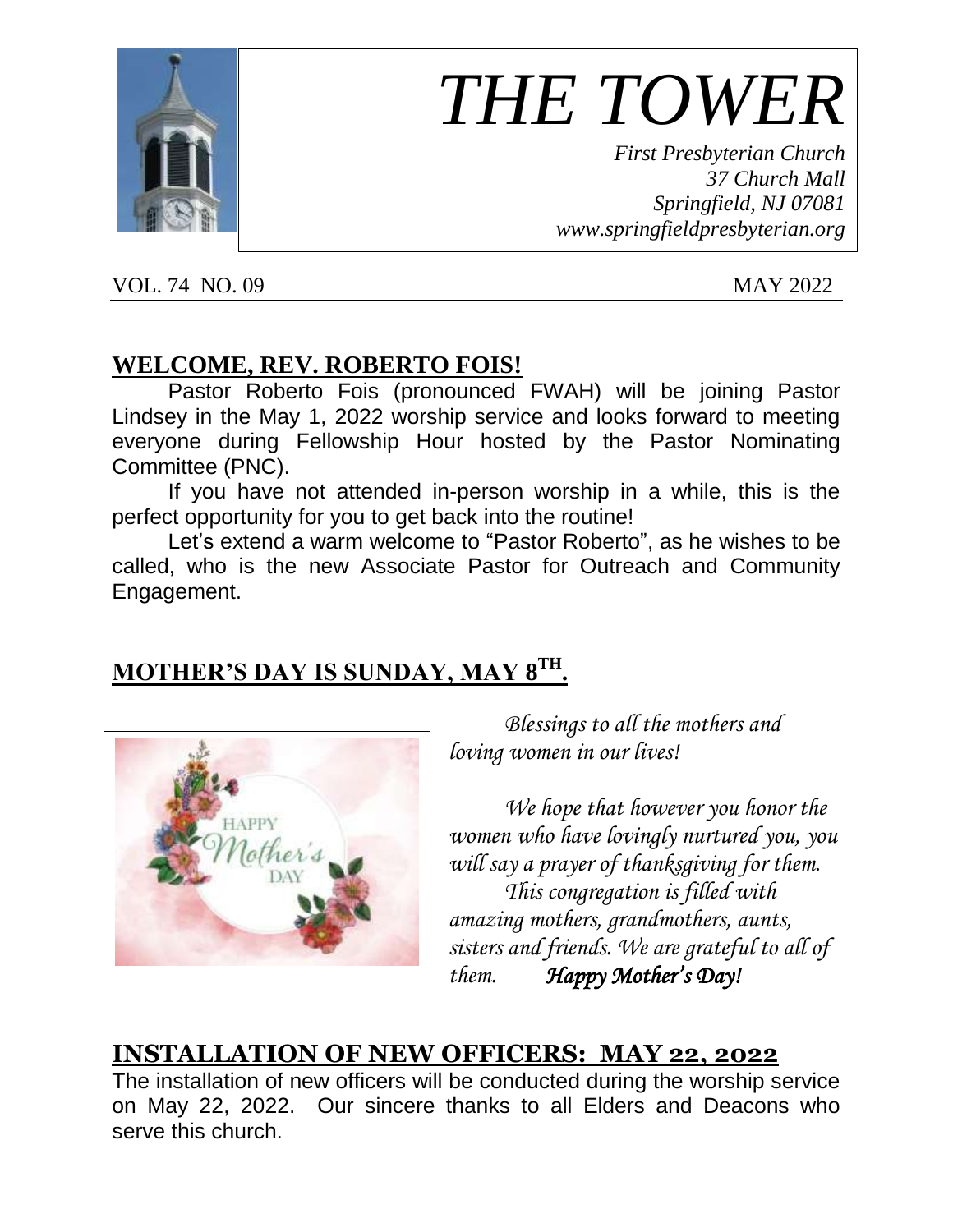# THE TOWER

*First Presbyterian Church*
*37 Church Mall*
*Springfield, NJ 07081*
*www.springfieldpresbyterian.org*

VOL. 74 NO. 09 MAY 2022

## WELCOME, REV. ROBERTO FOIS!

Pastor Roberto Fois (pronounced FWAH) will be joining Pastor Lindsey in the May 1, 2022 worship service and looks forward to meeting everyone during Fellowship Hour hosted by the Pastor Nominating Committee (PNC).

If you have not attended in-person worship in a while, this is the perfect opportunity for you to get back into the routine!

Let's extend a warm welcome to "Pastor Roberto", as he wishes to be called, who is the new Associate Pastor for Outreach and Community Engagement.

## MOTHER'S DAY IS SUNDAY, MAY 8TH.

*Blessings to all the mothers and loving women in our lives!*

*We hope that however you honor the women who have lovingly nurtured you, you will say a prayer of thanksgiving for them.*

*This congregation is filled with amazing mothers, grandmothers, aunts, sisters and friends. We are grateful to all of them.* ***Happy Mother's Day!***

## INSTALLATION OF NEW OFFICERS: MAY 22, 2022

The installation of new officers will be conducted during the worship service on May 22, 2022. Our sincere thanks to all Elders and Deacons who serve this church.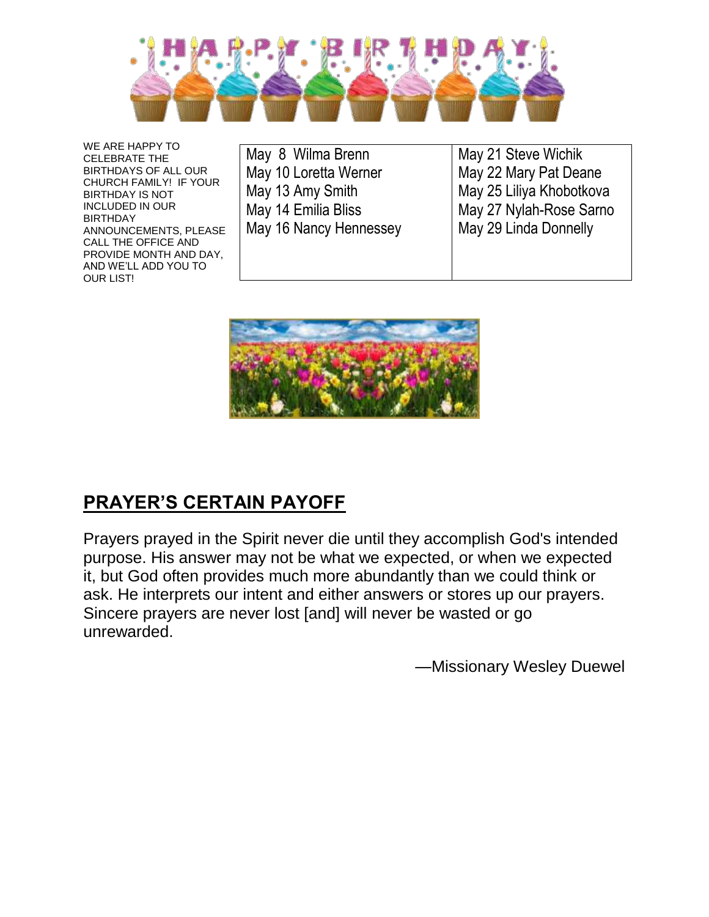# HAPPY BIRTHDAY

WE ARE HAPPY TO CELEBRATE THE BIRTHDAYS OF ALL OUR CHURCH FAMILY! IF YOUR BIRTHDAY IS NOT INCLUDED IN OUR BIRTHDAY ANNOUNCEMENTS, PLEASE CALL THE OFFICE AND PROVIDE MONTH AND DAY, AND WE'LL ADD YOU TO OUR LIST!

| | |
|---|---|
| May 8 Wilma Brenn | May 21 Steve Wichik |
| May 10 Loretta Werner | May 22 Mary Pat Deane |
| May 13 Amy Smith | May 25 Liliya Khobotkova |
| May 14 Emilia Bliss | May 27 Nylah-Rose Sarno |
| May 16 Nancy Hennessey | May 29 Linda Donnelly |

## PRAYER'S CERTAIN PAYOFF

Prayers prayed in the Spirit never die until they accomplish God's intended purpose. His answer may not be what we expected, or when we expected it, but God often provides much more abundantly than we could think or ask. He interprets our intent and either answers or stores up our prayers. Sincere prayers are never lost [and] will never be wasted or go unrewarded.

—Missionary Wesley Duewel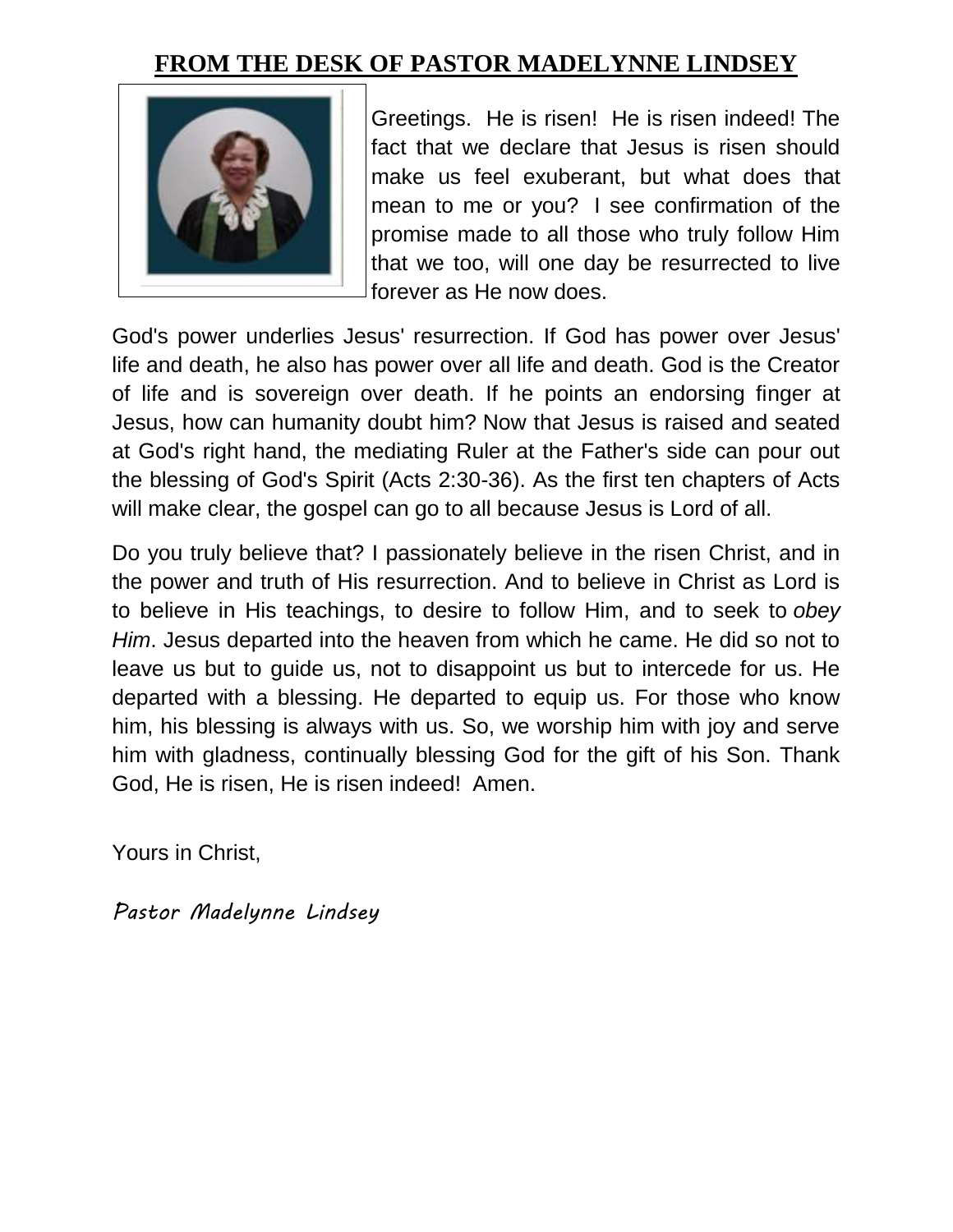# FROM THE DESK OF PASTOR MADELYNNE LINDSEY

Greetings. He is risen! He is risen indeed! The fact that we declare that Jesus is risen should make us feel exuberant, but what does that mean to me or you? I see confirmation of the promise made to all those who truly follow Him that we too, will one day be resurrected to live forever as He now does.

God's power underlies Jesus' resurrection. If God has power over Jesus' life and death, he also has power over all life and death. God is the Creator of life and is sovereign over death. If he points an endorsing finger at Jesus, how can humanity doubt him? Now that Jesus is raised and seated at God's right hand, the mediating Ruler at the Father's side can pour out the blessing of God's Spirit (Acts 2:30-36). As the first ten chapters of Acts will make clear, the gospel can go to all because Jesus is Lord of all.

Do you truly believe that? I passionately believe in the risen Christ, and in the power and truth of His resurrection. And to believe in Christ as Lord is to believe in His teachings, to desire to follow Him, and to seek to *obey Him*. Jesus departed into the heaven from which he came. He did so not to leave us but to guide us, not to disappoint us but to intercede for us. He departed with a blessing. He departed to equip us. For those who know him, his blessing is always with us. So, we worship him with joy and serve him with gladness, continually blessing God for the gift of his Son. Thank God, He is risen, He is risen indeed! Amen.

Yours in Christ,

*Pastor Madelynne Lindsey*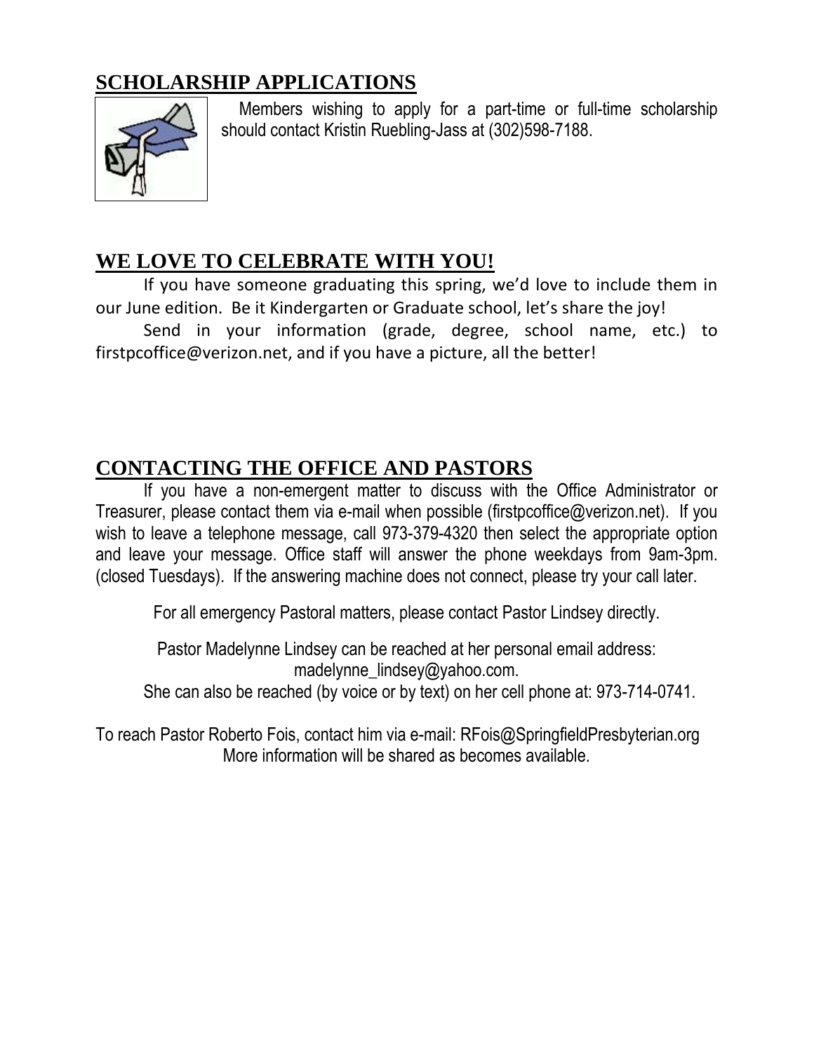## SCHOLARSHIP APPLICATIONS

Members wishing to apply for a part-time or full-time scholarship should contact Kristin Ruebling-Jass at (302)598-7188.

## WE LOVE TO CELEBRATE WITH YOU!

If you have someone graduating this spring, we'd love to include them in our June edition. Be it Kindergarten or Graduate school, let's share the joy!

Send in your information (grade, degree, school name, etc.) to firstpcoffice@verizon.net, and if you have a picture, all the better!

## CONTACTING THE OFFICE AND PASTORS

If you have a non-emergent matter to discuss with the Office Administrator or Treasurer, please contact them via e-mail when possible (firstpcoffice@verizon.net). If you wish to leave a telephone message, call 973-379-4320 then select the appropriate option and leave your message. Office staff will answer the phone weekdays from 9am-3pm. (closed Tuesdays). If the answering machine does not connect, please try your call later.

For all emergency Pastoral matters, please contact Pastor Lindsey directly.

Pastor Madelynne Lindsey can be reached at her personal email address: madelynne_lindsey@yahoo.com.
She can also be reached (by voice or by text) on her cell phone at: 973-714-0741.

To reach Pastor Roberto Fois, contact him via e-mail: RFois@SpringfieldPresbyterian.org
More information will be shared as becomes available.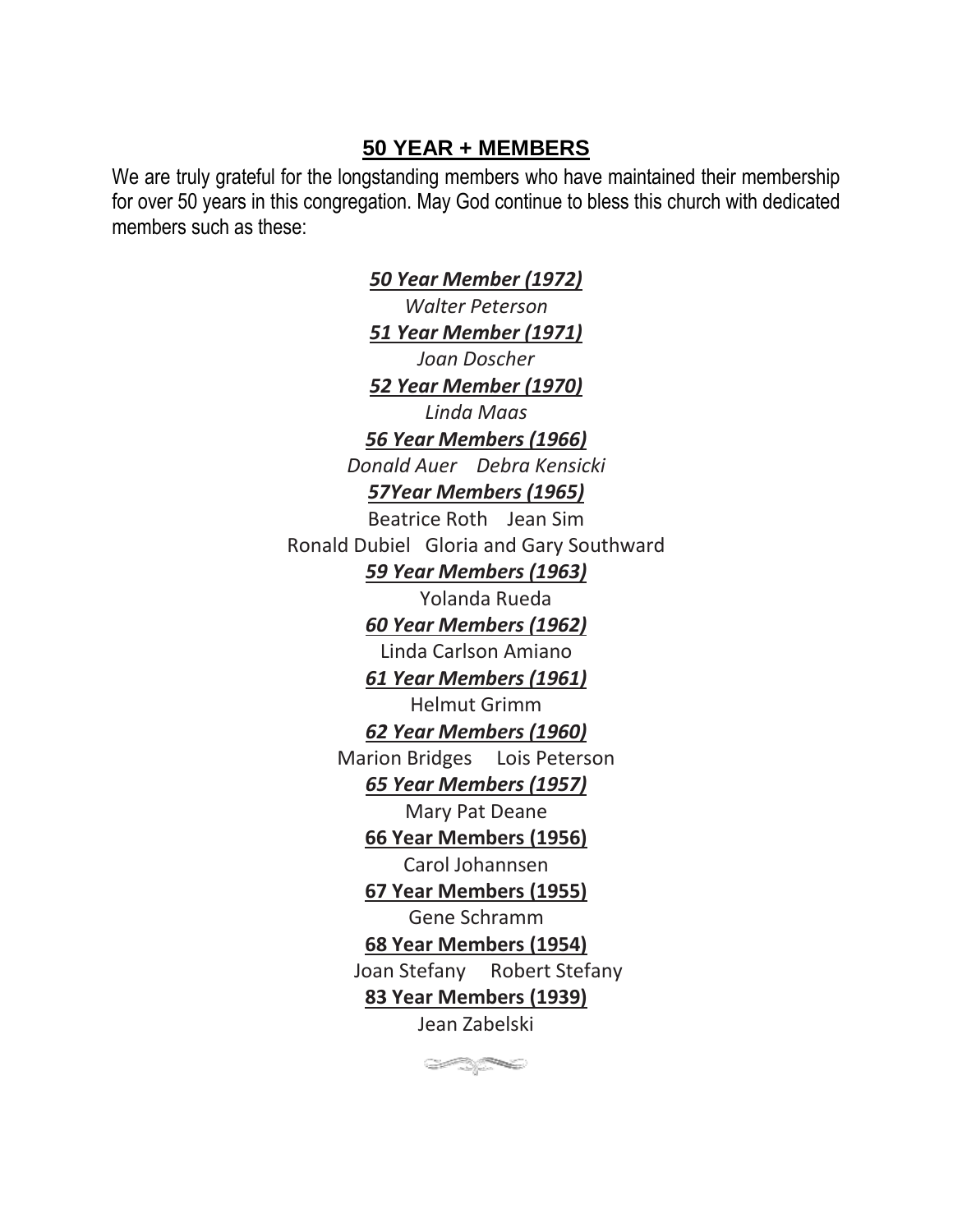## 50 YEAR + MEMBERS

We are truly grateful for the longstanding members who have maintained their membership for over 50 years in this congregation. May God continue to bless this church with dedicated members such as these:

***50 Year Member (1972)***

*Walter Peterson*

***51 Year Member (1971)***

*Joan Doscher*

***52 Year Member (1970)***

*Linda Maas*

***56 Year Members (1966)***

*Donald Auer    Debra Kensicki*

***57Year Members (1965)***

Beatrice Roth    Jean Sim

Ronald Dubiel    Gloria and Gary Southward

***59 Year Members (1963)***

Yolanda Rueda

***60 Year Members (1962)***

Linda Carlson Amiano

***61 Year Members (1961)***

Helmut Grimm

***62 Year Members (1960)***

Marion Bridges    Lois Peterson

***65 Year Members (1957)***

Mary Pat Deane

**66 Year Members (1956)**

Carol Johannsen

**67 Year Members (1955)**

Gene Schramm

**68 Year Members (1954)**

Joan Stefany    Robert Stefany

**83 Year Members (1939)**

Jean Zabelski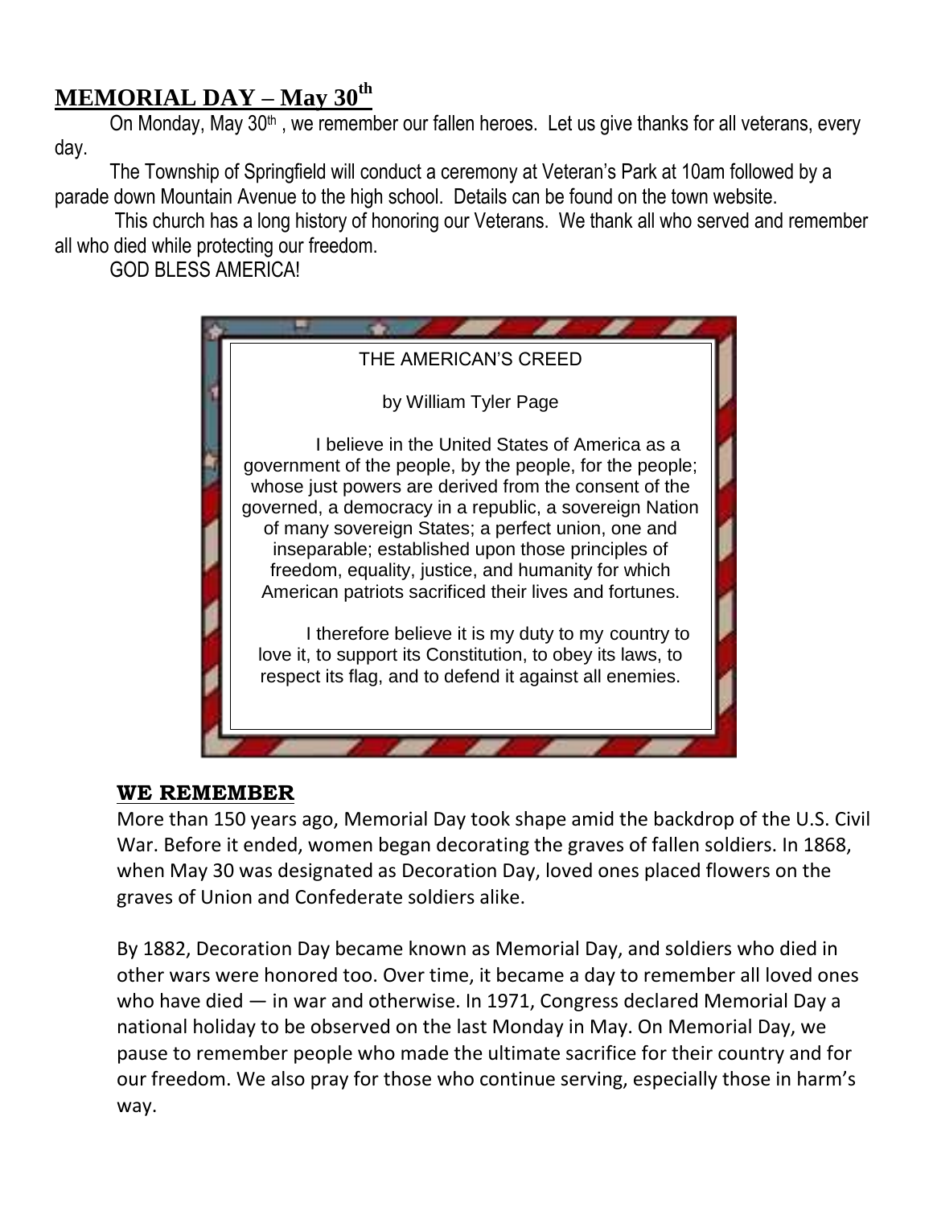## **MEMORIAL DAY – May 30th**

On Monday, May 30th , we remember our fallen heroes. Let us give thanks for all veterans, every day.

The Township of Springfield will conduct a ceremony at Veteran's Park at 10am followed by a parade down Mountain Avenue to the high school. Details can be found on the town website.

This church has a long history of honoring our Veterans. We thank all who served and remember all who died while protecting our freedom.

GOD BLESS AMERICA!

THE AMERICAN'S CREED

by William Tyler Page

I believe in the United States of America as a government of the people, by the people, for the people; whose just powers are derived from the consent of the governed, a democracy in a republic, a sovereign Nation of many sovereign States; a perfect union, one and inseparable; established upon those principles of freedom, equality, justice, and humanity for which American patriots sacrificed their lives and fortunes.

I therefore believe it is my duty to my country to love it, to support its Constitution, to obey its laws, to respect its flag, and to defend it against all enemies.

### **WE REMEMBER**

More than 150 years ago, Memorial Day took shape amid the backdrop of the U.S. Civil War. Before it ended, women began decorating the graves of fallen soldiers. In 1868, when May 30 was designated as Decoration Day, loved ones placed flowers on the graves of Union and Confederate soldiers alike.

By 1882, Decoration Day became known as Memorial Day, and soldiers who died in other wars were honored too. Over time, it became a day to remember all loved ones who have died — in war and otherwise. In 1971, Congress declared Memorial Day a national holiday to be observed on the last Monday in May. On Memorial Day, we pause to remember people who made the ultimate sacrifice for their country and for our freedom. We also pray for those who continue serving, especially those in harm's way.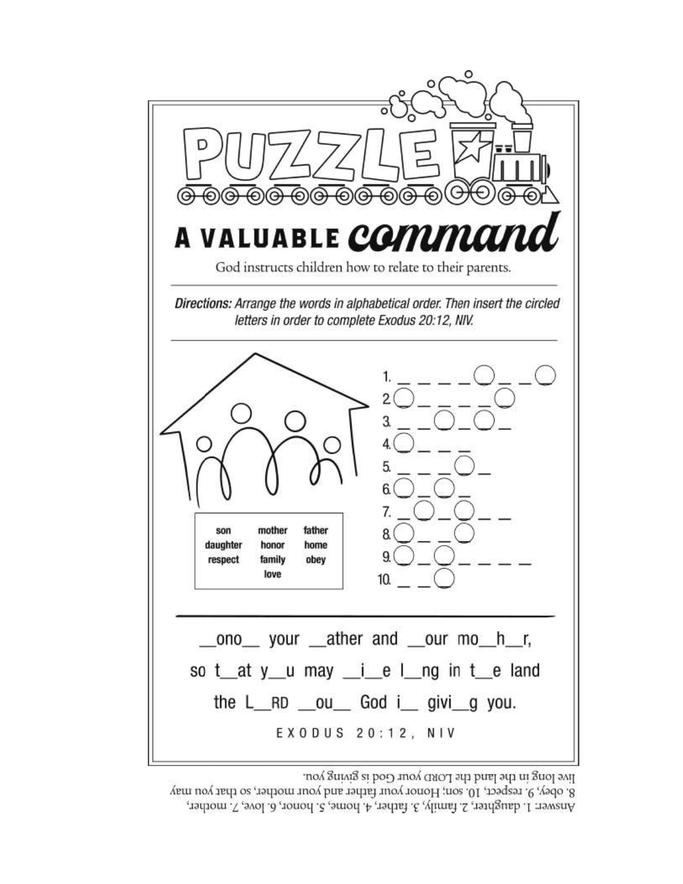# PUZZLE

## A VALUABLE *command*

God instructs children how to relate to their parents.

***Directions:*** *Arrange the words in alphabetical order. Then insert the circled letters in order to complete Exodus 20:12, NIV.*

| son | mother | father |
|---|---|---|
| daughter | honor | home |
| respect | family | obey |
| | love | |

1. _ _ _ _ ◯ _ _ ◯
2. ◯ _ _ _ _ ◯
3. _ _ ◯ _ ◯ _
4. ◯ _ _ _
5. _ _ _ ◯ _
6. ◯ _ ◯ _
7. _ ◯ _ ◯ _ _
8. ◯ _ _ ◯
9. ◯ _ ◯ _ _ _ _
10. _ _ ◯

__ono__ your __ather and __our mo__h__r,

so t__at y__u may __i__e l__ng in t__e land

the L__RD __ou__ God i__ givi__g you.

EXODUS 20:12, NIV

Answer: 1. daughter, 2. family, 3. father, 4. home, 5. honor, 6. love, 7. mother, 8. obey, 9. respect, 10. son; Honor your father and your mother, so that you may live long in the land the LORD your God is giving you.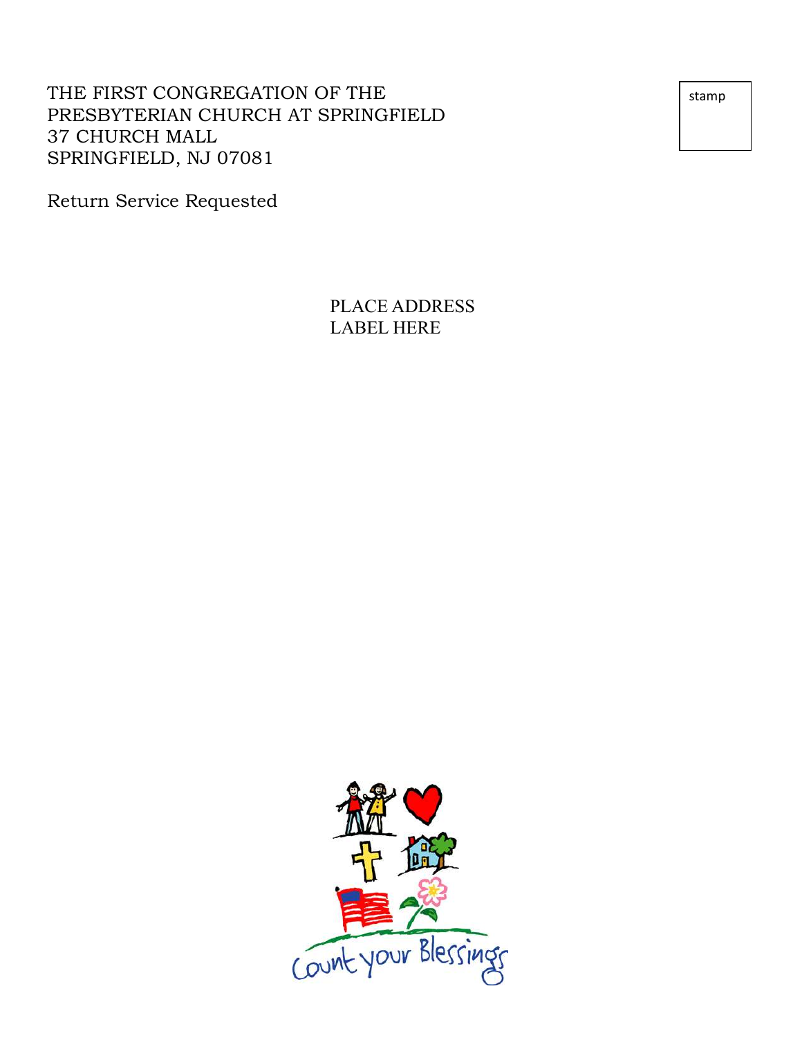THE FIRST CONGREGATION OF THE
PRESBYTERIAN CHURCH AT SPRINGFIELD
37 CHURCH MALL
SPRINGFIELD, NJ 07081

stamp

Return Service Requested

PLACE ADDRESS
LABEL HERE

Count your Blessings